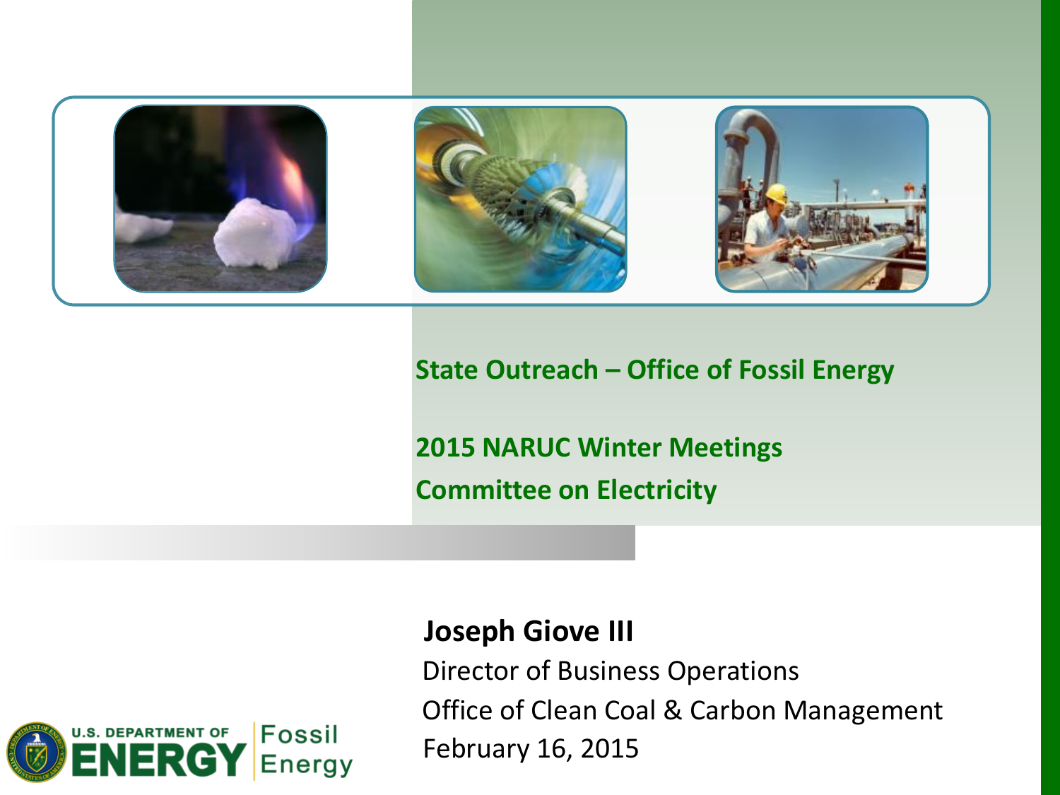# State Outreach – Office of Fossil Energy

## 2015 NARUC Winter Meetings

## Committee on Electricity

**Joseph Giove III**

Director of Business Operations

Office of Clean Coal & Carbon Management

February 16, 2015

U.S. DEPARTMENT OF ENERGY | Fossil Energy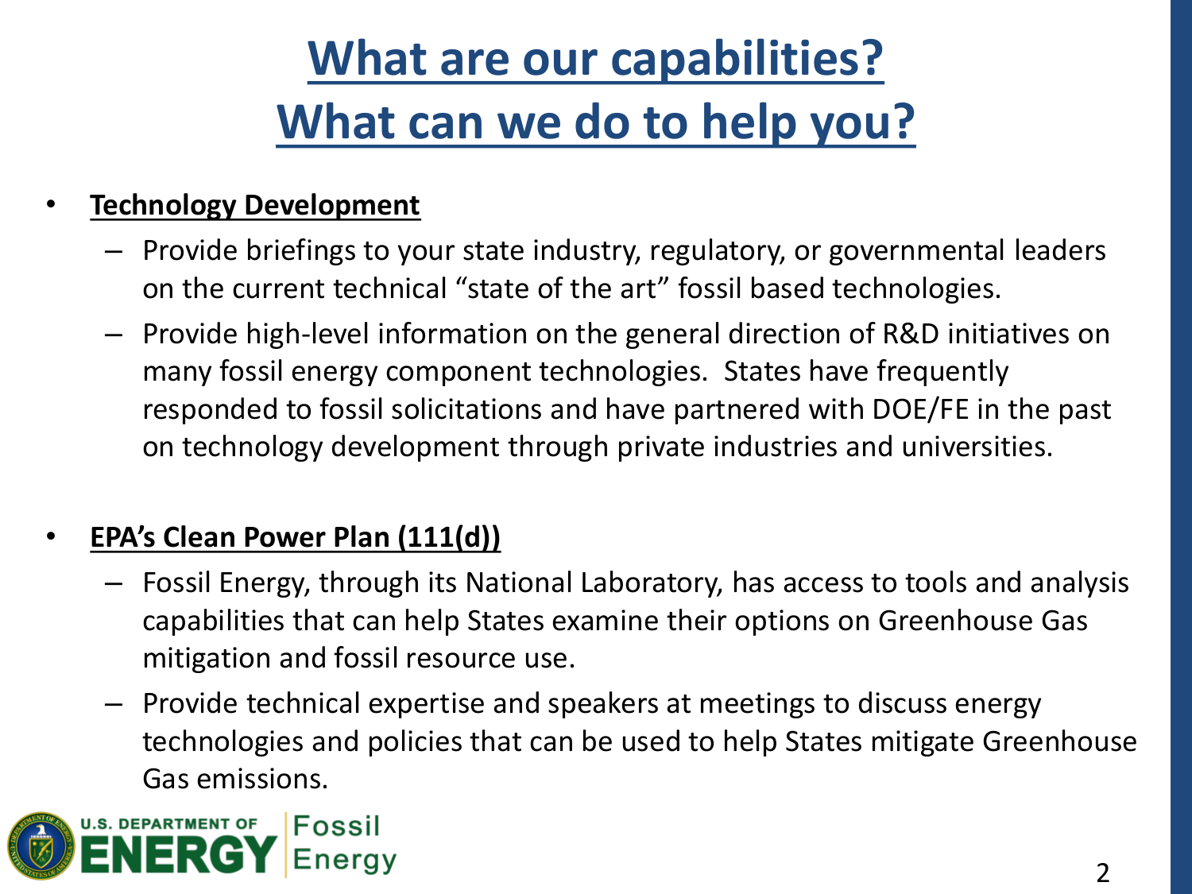# What are our capabilities?
# What can we do to help you?

- **Technology Development**
  - Provide briefings to your state industry, regulatory, or governmental leaders on the current technical "state of the art" fossil based technologies.
  - Provide high-level information on the general direction of R&D initiatives on many fossil energy component technologies. States have frequently responded to fossil solicitations and have partnered with DOE/FE in the past on technology development through private industries and universities.

- **EPA's Clean Power Plan (111(d))**
  - Fossil Energy, through its National Laboratory, has access to tools and analysis capabilities that can help States examine their options on Greenhouse Gas mitigation and fossil resource use.
  - Provide technical expertise and speakers at meetings to discuss energy technologies and policies that can be used to help States mitigate Greenhouse Gas emissions.

U.S. DEPARTMENT OF ENERGY | Fossil Energy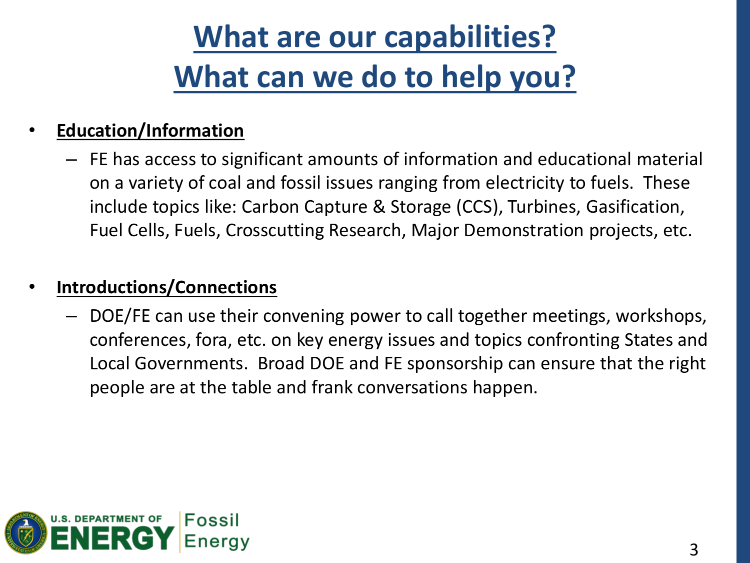# What are our capabilities?
# What can we do to help you?

- **Education/Information**
  - FE has access to significant amounts of information and educational material on a variety of coal and fossil issues ranging from electricity to fuels. These include topics like: Carbon Capture & Storage (CCS), Turbines, Gasification, Fuel Cells, Fuels, Crosscutting Research, Major Demonstration projects, etc.

- **Introductions/Connections**
  - DOE/FE can use their convening power to call together meetings, workshops, conferences, fora, etc. on key energy issues and topics confronting States and Local Governments. Broad DOE and FE sponsorship can ensure that the right people are at the table and frank conversations happen.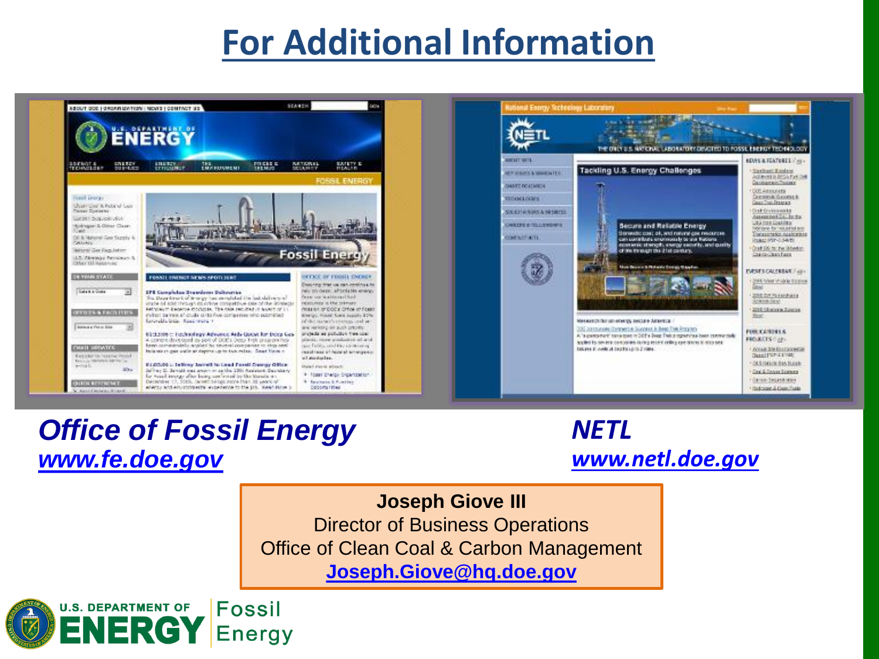# For Additional Information

***Office of Fossil Energy***
***www.fe.doe.gov***

***NETL***
***www.netl.doe.gov***

**Joseph Giove III**
Director of Business Operations
Office of Clean Coal & Carbon Management
**Joseph.Giove@hq.doe.gov**